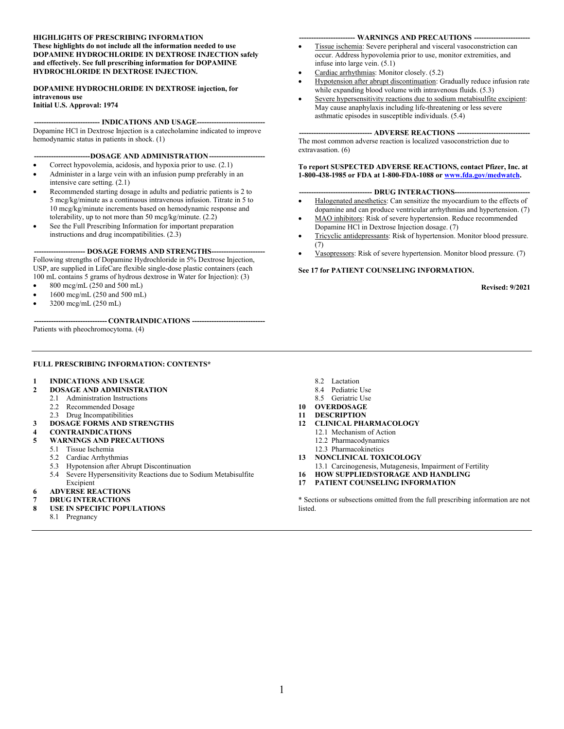**HIGHLIGHTS OF PRESCRIBING INFORMATION**
**These highlights do not include all the information needed to use DOPAMINE HYDROCHLORIDE IN DEXTROSE INJECTION safely and effectively. See full prescribing information for DOPAMINE HYDROCHLORIDE IN DEXTROSE INJECTION.**

**DOPAMINE HYDROCHLORIDE IN DEXTROSE injection, for intravenous use**
**Initial U.S. Approval: 1974**

**--------------------------- INDICATIONS AND USAGE----------------------------**

Dopamine HCl in Dextrose Injection is a catecholamine indicated to improve hemodynamic status in patients in shock. (1)

**-----------------------DOSAGE AND ADMINISTRATION-----------------------**

- Correct hypovolemia, acidosis, and hypoxia prior to use. (2.1)
- Administer in a large vein with an infusion pump preferably in an intensive care setting. (2.1)
- Recommended starting dosage in adults and pediatric patients is 2 to 5 mcg/kg/minute as a continuous intravenous infusion. Titrate in 5 to 10 mcg/kg/minute increments based on hemodynamic response and tolerability, up to not more than 50 mcg/kg/minute. (2.2)
- See the Full Prescribing Information for important preparation instructions and drug incompatibilities. (2.3)

**--------------------- DOSAGE FORMS AND STRENGTHS----------------------**

Following strengths of Dopamine Hydrochloride in 5% Dextrose Injection, USP, are supplied in LifeCare flexible single-dose plastic containers (each 100 mL contains 5 grams of hydrous dextrose in Water for Injection): (3)

- 800 mcg/mL (250 and 500 mL)
- 1600 mcg/mL (250 and 500 mL)
- 3200 mcg/mL (250 mL)

**------------------------------ CONTRAINDICATIONS ------------------------------**

Patients with pheochromocytoma. (4)

**----------------------- WARNINGS AND PRECAUTIONS -----------------------**

- Tissue ischemia: Severe peripheral and visceral vasoconstriction can occur. Address hypovolemia prior to use, monitor extremities, and infuse into large vein. (5.1)
- Cardiac arrhythmias: Monitor closely. (5.2)
- Hypotension after abrupt discontinuation: Gradually reduce infusion rate while expanding blood volume with intravenous fluids. (5.3)
- Severe hypersensitivity reactions due to sodium metabisulfite excipient: May cause anaphylaxis including life-threatening or less severe asthmatic episodes in susceptible individuals. (5.4)

**------------------------------ ADVERSE REACTIONS ------------------------------**

The most common adverse reaction is localized vasoconstriction due to extravasation. (6)

**To report SUSPECTED ADVERSE REACTIONS, contact Pfizer, Inc. at 1-800-438-1985 or FDA at 1-800-FDA-1088 or www.fda.gov/medwatch.**

**------------------------------ DRUG INTERACTIONS-------------------------------**

- Halogenated anesthetics: Can sensitize the myocardium to the effects of dopamine and can produce ventricular arrhythmias and hypertension. (7)
- MAO inhibitors: Risk of severe hypertension. Reduce recommended Dopamine HCl in Dextrose Injection dosage. (7)
- Tricyclic antidepressants: Risk of hypertension. Monitor blood pressure. (7)
- Vasopressors: Risk of severe hypertension. Monitor blood pressure. (7)

**See 17 for PATIENT COUNSELING INFORMATION.**

**Revised: 9/2021**

---

**FULL PRESCRIBING INFORMATION: CONTENTS***

**1 INDICATIONS AND USAGE**
**2 DOSAGE AND ADMINISTRATION**
- 2.1 Administration Instructions
- 2.2 Recommended Dosage
- 2.3 Drug Incompatibilities

**3 DOSAGE FORMS AND STRENGTHS**
**4 CONTRAINDICATIONS**
**5 WARNINGS AND PRECAUTIONS**
- 5.1 Tissue Ischemia
- 5.2 Cardiac Arrhythmias
- 5.3 Hypotension after Abrupt Discontinuation
- 5.4 Severe Hypersensitivity Reactions due to Sodium Metabisulfite Excipient

**6 ADVERSE REACTIONS**
**7 DRUG INTERACTIONS**
**8 USE IN SPECIFIC POPULATIONS**
- 8.1 Pregnancy
- 8.2 Lactation
- 8.4 Pediatric Use
- 8.5 Geriatric Use

**10 OVERDOSAGE**
**11 DESCRIPTION**
**12 CLINICAL PHARMACOLOGY**
- 12.1 Mechanism of Action
- 12.2 Pharmacodynamics
- 12.3 Pharmacokinetics

**13 NONCLINICAL TOXICOLOGY**
- 13.1 Carcinogenesis, Mutagenesis, Impairment of Fertility

**16 HOW SUPPLIED/STORAGE AND HANDLING**
**17 PATIENT COUNSELING INFORMATION**

* Sections or subsections omitted from the full prescribing information are not listed.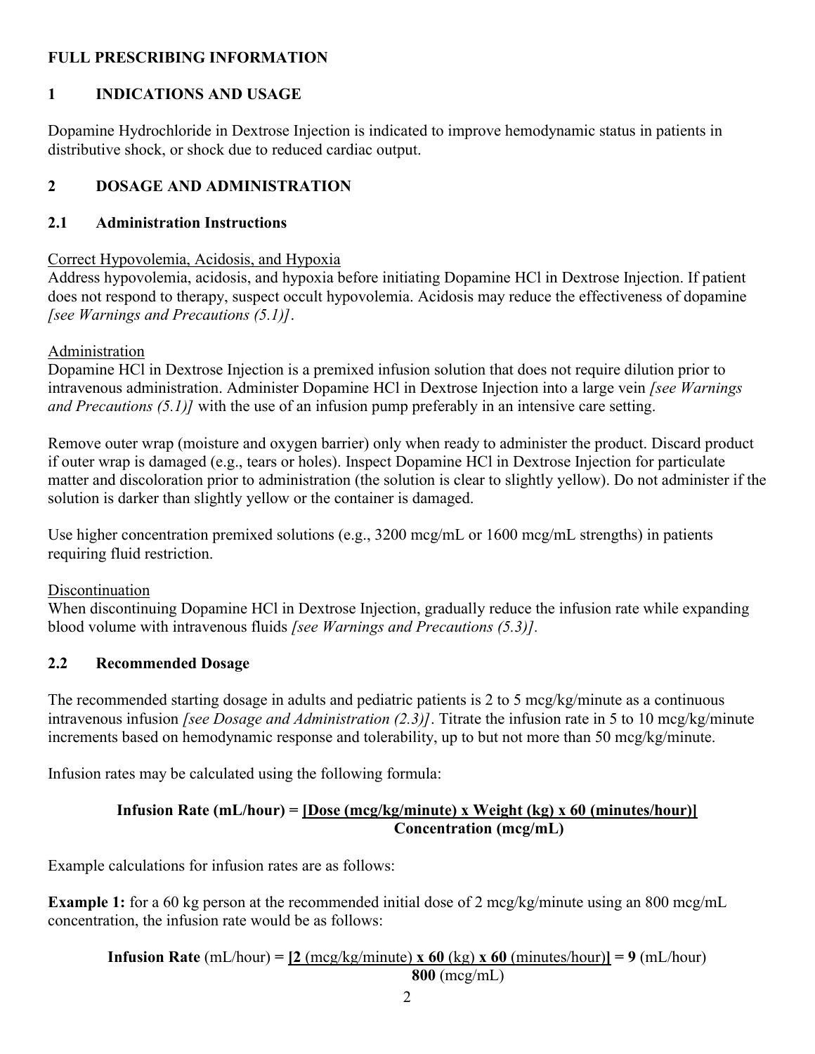# FULL PRESCRIBING INFORMATION

## 1 INDICATIONS AND USAGE

Dopamine Hydrochloride in Dextrose Injection is indicated to improve hemodynamic status in patients in distributive shock, or shock due to reduced cardiac output.

## 2 DOSAGE AND ADMINISTRATION

### 2.1 Administration Instructions

<u>Correct Hypovolemia, Acidosis, and Hypoxia</u>

Address hypovolemia, acidosis, and hypoxia before initiating Dopamine HCl in Dextrose Injection. If patient does not respond to therapy, suspect occult hypovolemia. Acidosis may reduce the effectiveness of dopamine *[see Warnings and Precautions (5.1)]*.

<u>Administration</u>

Dopamine HCl in Dextrose Injection is a premixed infusion solution that does not require dilution prior to intravenous administration. Administer Dopamine HCl in Dextrose Injection into a large vein *[see Warnings and Precautions (5.1)]* with the use of an infusion pump preferably in an intensive care setting.

Remove outer wrap (moisture and oxygen barrier) only when ready to administer the product. Discard product if outer wrap is damaged (e.g., tears or holes). Inspect Dopamine HCl in Dextrose Injection for particulate matter and discoloration prior to administration (the solution is clear to slightly yellow). Do not administer if the solution is darker than slightly yellow or the container is damaged.

Use higher concentration premixed solutions (e.g., 3200 mcg/mL or 1600 mcg/mL strengths) in patients requiring fluid restriction.

<u>Discontinuation</u>

When discontinuing Dopamine HCl in Dextrose Injection, gradually reduce the infusion rate while expanding blood volume with intravenous fluids *[see Warnings and Precautions (5.3)]*.

### 2.2 Recommended Dosage

The recommended starting dosage in adults and pediatric patients is 2 to 5 mcg/kg/minute as a continuous intravenous infusion *[see Dosage and Administration (2.3)]*. Titrate the infusion rate in 5 to 10 mcg/kg/minute increments based on hemodynamic response and tolerability, up to but not more than 50 mcg/kg/minute.

Infusion rates may be calculated using the following formula:

$$\textbf{Infusion Rate (mL/hour)} = \frac{\textbf{[Dose (mcg/kg/minute) x Weight (kg) x 60 (minutes/hour)]}}{\textbf{Concentration (mcg/mL)}}$$

Example calculations for infusion rates are as follows:

**Example 1:** for a 60 kg person at the recommended initial dose of 2 mcg/kg/minute using an 800 mcg/mL concentration, the infusion rate would be as follows:

$$\textbf{Infusion Rate} \text{ (mL/hour)} = \frac{\textbf{[2} \text{ (mcg/kg/minute)} \textbf{ x 60} \text{ (kg)} \textbf{ x 60} \text{ (minutes/hour)}\textbf{]}}{\textbf{800} \text{ (mcg/mL)}} = \textbf{9} \text{ (mL/hour)}$$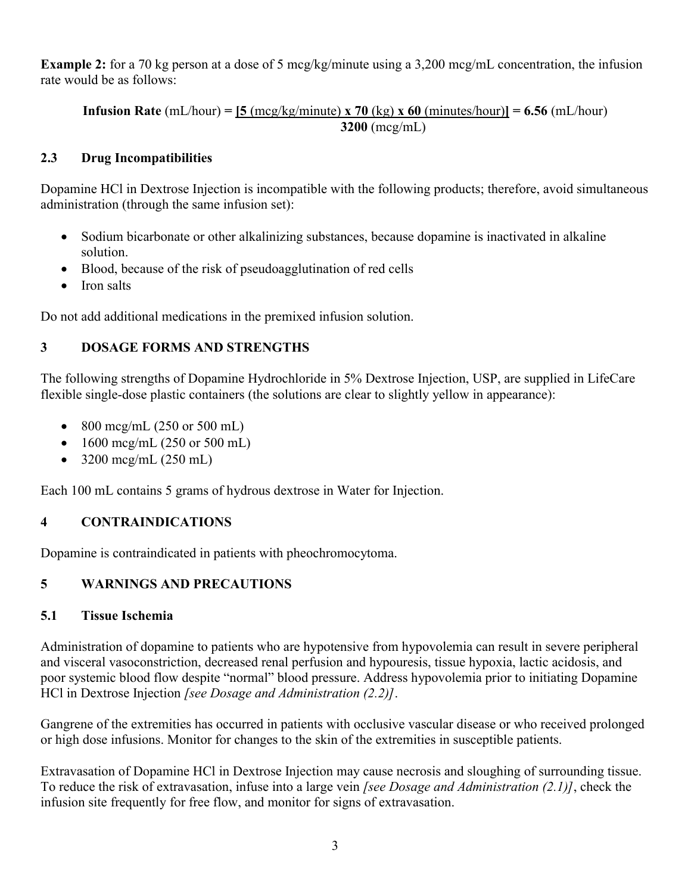**Example 2:** for a 70 kg person at a dose of 5 mcg/kg/minute using a 3,200 mcg/mL concentration, the infusion rate would be as follows:

$$\textbf{Infusion Rate}\ (\text{mL/hour}) = \frac{\left[\mathbf{5}\ (\text{mcg/kg/minute}) \times \mathbf{70}\ (\text{kg}) \times \mathbf{60}\ (\text{minutes/hour})\right]}{\mathbf{3200}\ (\text{mcg/mL})} = \mathbf{6.56}\ (\text{mL/hour})$$

### 2.3 Drug Incompatibilities

Dopamine HCl in Dextrose Injection is incompatible with the following products; therefore, avoid simultaneous administration (through the same infusion set):

- Sodium bicarbonate or other alkalinizing substances, because dopamine is inactivated in alkaline solution.
- Blood, because of the risk of pseudoagglutination of red cells
- Iron salts

Do not add additional medications in the premixed infusion solution.

## 3 DOSAGE FORMS AND STRENGTHS

The following strengths of Dopamine Hydrochloride in 5% Dextrose Injection, USP, are supplied in LifeCare flexible single-dose plastic containers (the solutions are clear to slightly yellow in appearance):

- 800 mcg/mL (250 or 500 mL)
- 1600 mcg/mL (250 or 500 mL)
- 3200 mcg/mL (250 mL)

Each 100 mL contains 5 grams of hydrous dextrose in Water for Injection.

## 4 CONTRAINDICATIONS

Dopamine is contraindicated in patients with pheochromocytoma.

## 5 WARNINGS AND PRECAUTIONS

### 5.1 Tissue Ischemia

Administration of dopamine to patients who are hypotensive from hypovolemia can result in severe peripheral and visceral vasoconstriction, decreased renal perfusion and hypouresis, tissue hypoxia, lactic acidosis, and poor systemic blood flow despite "normal" blood pressure. Address hypovolemia prior to initiating Dopamine HCl in Dextrose Injection *[see Dosage and Administration (2.2)]*.

Gangrene of the extremities has occurred in patients with occlusive vascular disease or who received prolonged or high dose infusions. Monitor for changes to the skin of the extremities in susceptible patients.

Extravasation of Dopamine HCl in Dextrose Injection may cause necrosis and sloughing of surrounding tissue. To reduce the risk of extravasation, infuse into a large vein *[see Dosage and Administration (2.1)]*, check the infusion site frequently for free flow, and monitor for signs of extravasation.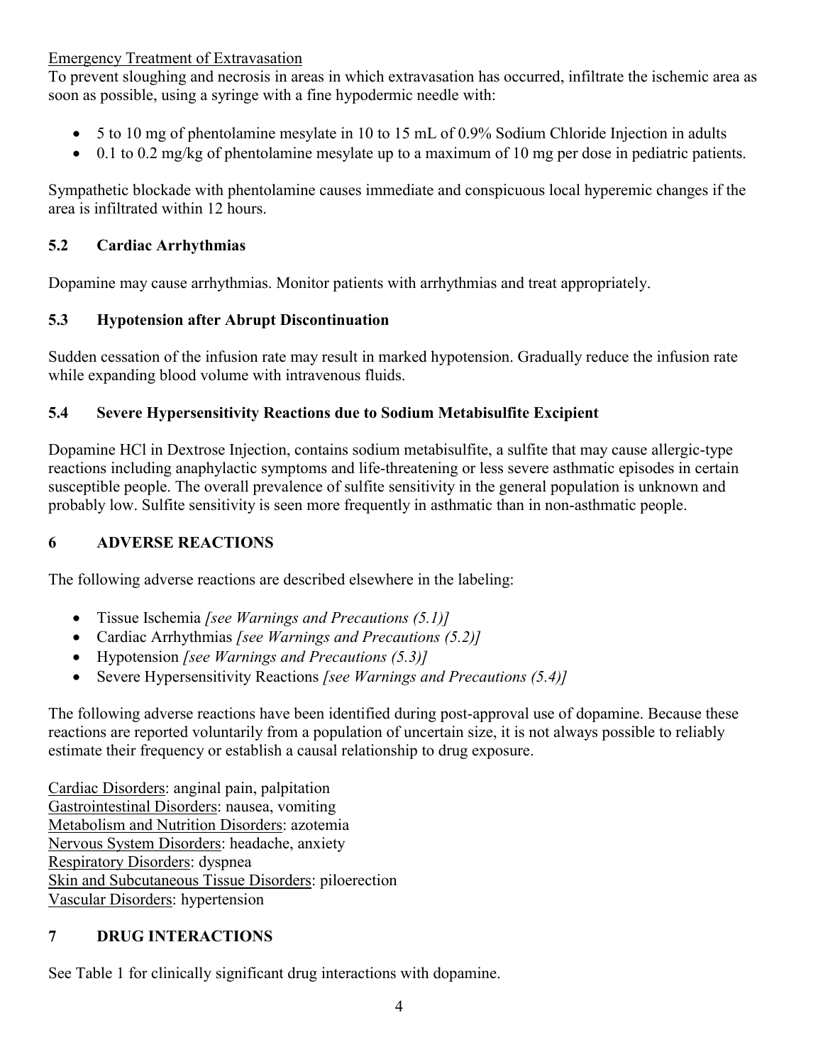Emergency Treatment of Extravasation

To prevent sloughing and necrosis in areas in which extravasation has occurred, infiltrate the ischemic area as soon as possible, using a syringe with a fine hypodermic needle with:

- 5 to 10 mg of phentolamine mesylate in 10 to 15 mL of 0.9% Sodium Chloride Injection in adults
- 0.1 to 0.2 mg/kg of phentolamine mesylate up to a maximum of 10 mg per dose in pediatric patients.

Sympathetic blockade with phentolamine causes immediate and conspicuous local hyperemic changes if the area is infiltrated within 12 hours.

### 5.2 Cardiac Arrhythmias

Dopamine may cause arrhythmias. Monitor patients with arrhythmias and treat appropriately.

### 5.3 Hypotension after Abrupt Discontinuation

Sudden cessation of the infusion rate may result in marked hypotension. Gradually reduce the infusion rate while expanding blood volume with intravenous fluids.

### 5.4 Severe Hypersensitivity Reactions due to Sodium Metabisulfite Excipient

Dopamine HCl in Dextrose Injection, contains sodium metabisulfite, a sulfite that may cause allergic-type reactions including anaphylactic symptoms and life-threatening or less severe asthmatic episodes in certain susceptible people. The overall prevalence of sulfite sensitivity in the general population is unknown and probably low. Sulfite sensitivity is seen more frequently in asthmatic than in non-asthmatic people.

## 6 ADVERSE REACTIONS

The following adverse reactions are described elsewhere in the labeling:

- Tissue Ischemia *[see Warnings and Precautions (5.1)]*
- Cardiac Arrhythmias *[see Warnings and Precautions (5.2)]*
- Hypotension *[see Warnings and Precautions (5.3)]*
- Severe Hypersensitivity Reactions *[see Warnings and Precautions (5.4)]*

The following adverse reactions have been identified during post-approval use of dopamine. Because these reactions are reported voluntarily from a population of uncertain size, it is not always possible to reliably estimate their frequency or establish a causal relationship to drug exposure.

Cardiac Disorders: anginal pain, palpitation
Gastrointestinal Disorders: nausea, vomiting
Metabolism and Nutrition Disorders: azotemia
Nervous System Disorders: headache, anxiety
Respiratory Disorders: dyspnea
Skin and Subcutaneous Tissue Disorders: piloerection
Vascular Disorders: hypertension

## 7 DRUG INTERACTIONS

See Table 1 for clinically significant drug interactions with dopamine.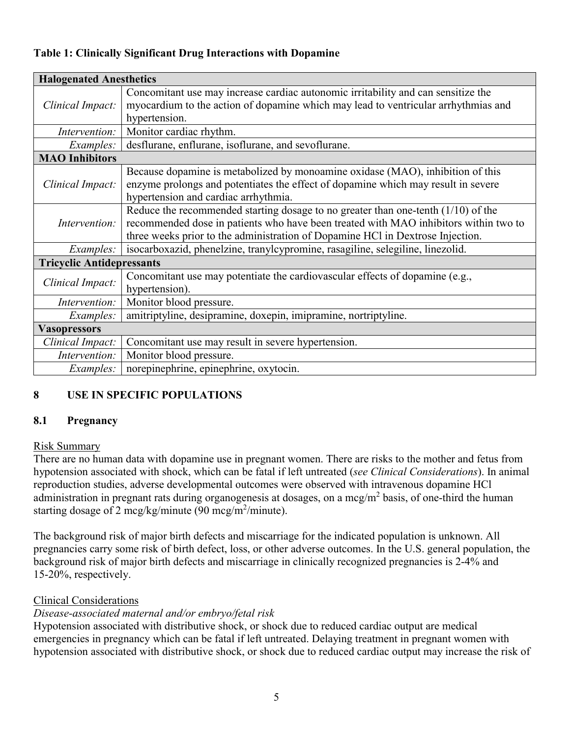**Table 1: Clinically Significant Drug Interactions with Dopamine**

| **Halogenated Anesthetics** | |
|---|---|
| *Clinical Impact:* | Concomitant use may increase cardiac autonomic irritability and can sensitize the myocardium to the action of dopamine which may lead to ventricular arrhythmias and hypertension. |
| *Intervention:* | Monitor cardiac rhythm. |
| *Examples:* | desflurane, enflurane, isoflurane, and sevoflurane. |
| **MAO Inhibitors** | |
| *Clinical Impact:* | Because dopamine is metabolized by monoamine oxidase (MAO), inhibition of this enzyme prolongs and potentiates the effect of dopamine which may result in severe hypertension and cardiac arrhythmia. |
| *Intervention:* | Reduce the recommended starting dosage to no greater than one-tenth (1/10) of the recommended dose in patients who have been treated with MAO inhibitors within two to three weeks prior to the administration of Dopamine HCl in Dextrose Injection. |
| *Examples:* | isocarboxazid, phenelzine, tranylcypromine, rasagiline, selegiline, linezolid. |
| **Tricyclic Antidepressants** | |
| *Clinical Impact:* | Concomitant use may potentiate the cardiovascular effects of dopamine (e.g., hypertension). |
| *Intervention:* | Monitor blood pressure. |
| *Examples:* | amitriptyline, desipramine, doxepin, imipramine, nortriptyline. |
| **Vasopressors** | |
| *Clinical Impact:* | Concomitant use may result in severe hypertension. |
| *Intervention:* | Monitor blood pressure. |
| *Examples:* | norepinephrine, epinephrine, oxytocin. |

## 8 USE IN SPECIFIC POPULATIONS

### 8.1 Pregnancy

Risk Summary

There are no human data with dopamine use in pregnant women. There are risks to the mother and fetus from hypotension associated with shock, which can be fatal if left untreated (*see Clinical Considerations*). In animal reproduction studies, adverse developmental outcomes were observed with intravenous dopamine HCl administration in pregnant rats during organogenesis at dosages, on a mcg/$m^2$ basis, of one-third the human starting dosage of 2 mcg/kg/minute (90 mcg/$m^2$/minute).

The background risk of major birth defects and miscarriage for the indicated population is unknown. All pregnancies carry some risk of birth defect, loss, or other adverse outcomes. In the U.S. general population, the background risk of major birth defects and miscarriage in clinically recognized pregnancies is 2-4% and 15-20%, respectively.

Clinical Considerations

*Disease-associated maternal and/or embryo/fetal risk*

Hypotension associated with distributive shock, or shock due to reduced cardiac output are medical emergencies in pregnancy which can be fatal if left untreated. Delaying treatment in pregnant women with hypotension associated with distributive shock, or shock due to reduced cardiac output may increase the risk of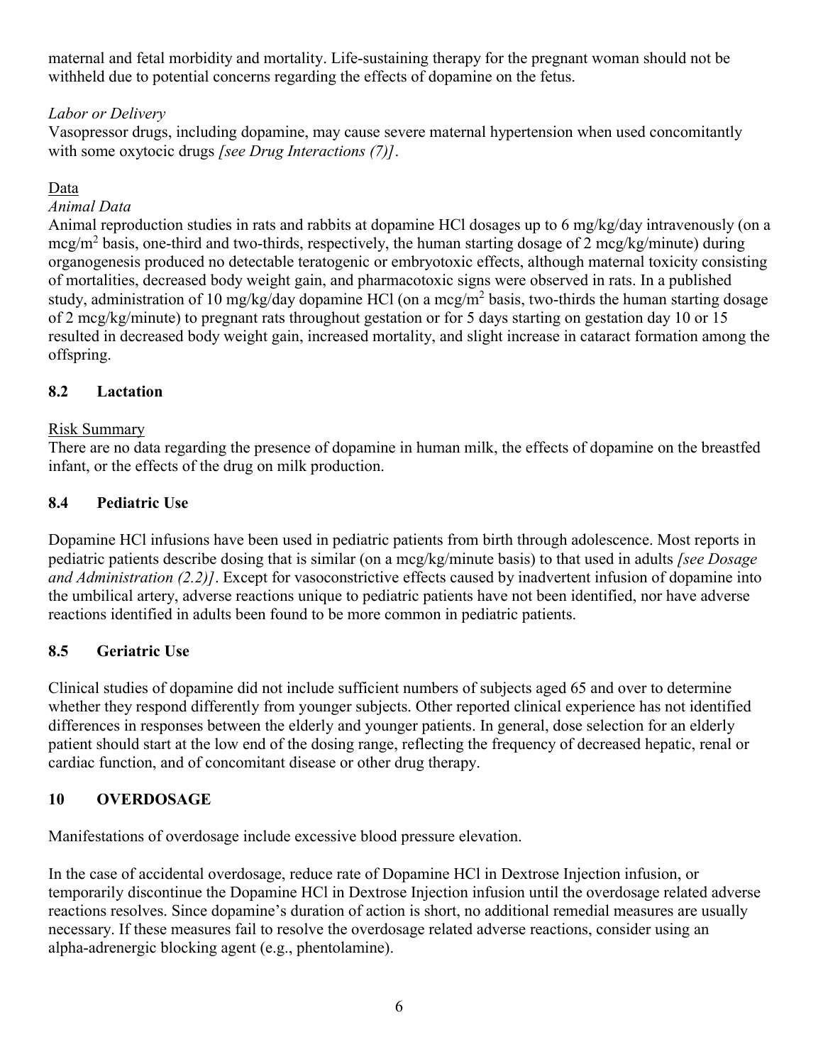maternal and fetal morbidity and mortality. Life-sustaining therapy for the pregnant woman should not be withheld due to potential concerns regarding the effects of dopamine on the fetus.

*Labor or Delivery*

Vasopressor drugs, including dopamine, may cause severe maternal hypertension when used concomitantly with some oxytocic drugs *[see Drug Interactions (7)]*.

Data

*Animal Data*

Animal reproduction studies in rats and rabbits at dopamine HCl dosages up to 6 mg/kg/day intravenously (on a mcg/m$^2$ basis, one-third and two-thirds, respectively, the human starting dosage of 2 mcg/kg/minute) during organogenesis produced no detectable teratogenic or embryotoxic effects, although maternal toxicity consisting of mortalities, decreased body weight gain, and pharmacotoxic signs were observed in rats. In a published study, administration of 10 mg/kg/day dopamine HCl (on a mcg/m$^2$ basis, two-thirds the human starting dosage of 2 mcg/kg/minute) to pregnant rats throughout gestation or for 5 days starting on gestation day 10 or 15 resulted in decreased body weight gain, increased mortality, and slight increase in cataract formation among the offspring.

## 8.2 Lactation

Risk Summary

There are no data regarding the presence of dopamine in human milk, the effects of dopamine on the breastfed infant, or the effects of the drug on milk production.

## 8.4 Pediatric Use

Dopamine HCl infusions have been used in pediatric patients from birth through adolescence. Most reports in pediatric patients describe dosing that is similar (on a mcg/kg/minute basis) to that used in adults *[see Dosage and Administration (2.2)]*. Except for vasoconstrictive effects caused by inadvertent infusion of dopamine into the umbilical artery, adverse reactions unique to pediatric patients have not been identified, nor have adverse reactions identified in adults been found to be more common in pediatric patients.

## 8.5 Geriatric Use

Clinical studies of dopamine did not include sufficient numbers of subjects aged 65 and over to determine whether they respond differently from younger subjects. Other reported clinical experience has not identified differences in responses between the elderly and younger patients. In general, dose selection for an elderly patient should start at the low end of the dosing range, reflecting the frequency of decreased hepatic, renal or cardiac function, and of concomitant disease or other drug therapy.

# 10 OVERDOSAGE

Manifestations of overdosage include excessive blood pressure elevation.

In the case of accidental overdosage, reduce rate of Dopamine HCl in Dextrose Injection infusion, or temporarily discontinue the Dopamine HCl in Dextrose Injection infusion until the overdosage related adverse reactions resolves. Since dopamine's duration of action is short, no additional remedial measures are usually necessary. If these measures fail to resolve the overdosage related adverse reactions, consider using an alpha-adrenergic blocking agent (e.g., phentolamine).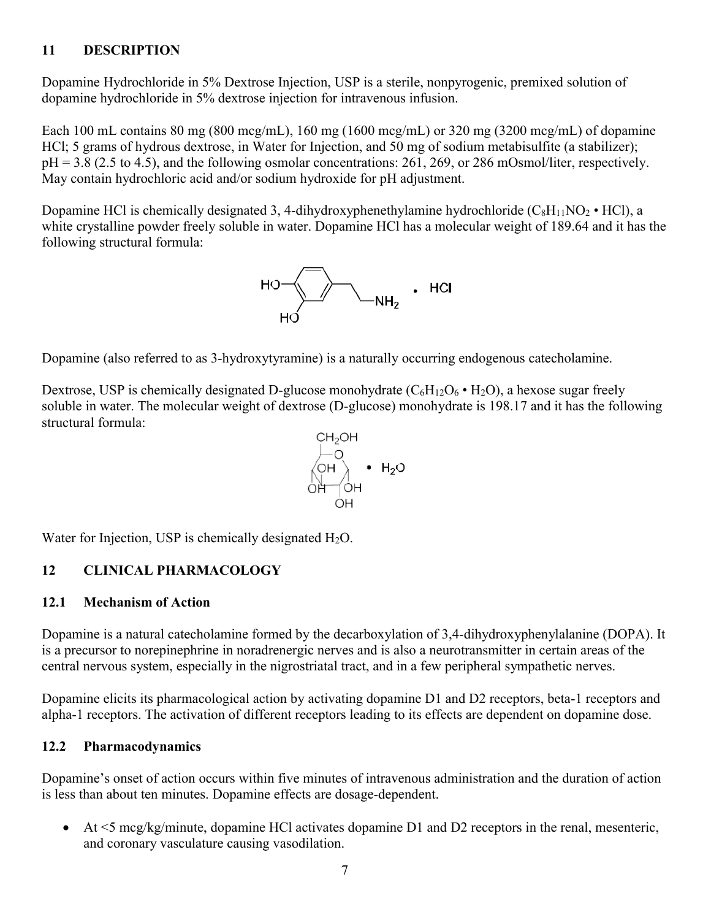## 11 DESCRIPTION

Dopamine Hydrochloride in 5% Dextrose Injection, USP is a sterile, nonpyrogenic, premixed solution of dopamine hydrochloride in 5% dextrose injection for intravenous infusion.

Each 100 mL contains 80 mg (800 mcg/mL), 160 mg (1600 mcg/mL) or 320 mg (3200 mcg/mL) of dopamine HCl; 5 grams of hydrous dextrose, in Water for Injection, and 50 mg of sodium metabisulfite (a stabilizer); pH = 3.8 (2.5 to 4.5), and the following osmolar concentrations: 261, 269, or 286 mOsmol/liter, respectively. May contain hydrochloric acid and/or sodium hydroxide for pH adjustment.

Dopamine HCl is chemically designated 3, 4-dihydroxyphenethylamine hydrochloride ($C_8H_{11}NO_2 \cdot HCl$), a white crystalline powder freely soluble in water. Dopamine HCl has a molecular weight of 189.64 and it has the following structural formula:

Dopamine (also referred to as 3-hydroxytyramine) is a naturally occurring endogenous catecholamine.

Dextrose, USP is chemically designated D-glucose monohydrate ($C_6H_{12}O_6 \cdot H_2O$), a hexose sugar freely soluble in water. The molecular weight of dextrose (D-glucose) monohydrate is 198.17 and it has the following structural formula:

Water for Injection, USP is chemically designated $H_2O$.

## 12 CLINICAL PHARMACOLOGY

### 12.1 Mechanism of Action

Dopamine is a natural catecholamine formed by the decarboxylation of 3,4-dihydroxyphenylalanine (DOPA). It is a precursor to norepinephrine in noradrenergic nerves and is also a neurotransmitter in certain areas of the central nervous system, especially in the nigrostriatal tract, and in a few peripheral sympathetic nerves.

Dopamine elicits its pharmacological action by activating dopamine D1 and D2 receptors, beta-1 receptors and alpha-1 receptors. The activation of different receptors leading to its effects are dependent on dopamine dose.

### 12.2 Pharmacodynamics

Dopamine's onset of action occurs within five minutes of intravenous administration and the duration of action is less than about ten minutes. Dopamine effects are dosage-dependent.

- At <5 mcg/kg/minute, dopamine HCl activates dopamine D1 and D2 receptors in the renal, mesenteric, and coronary vasculature causing vasodilation.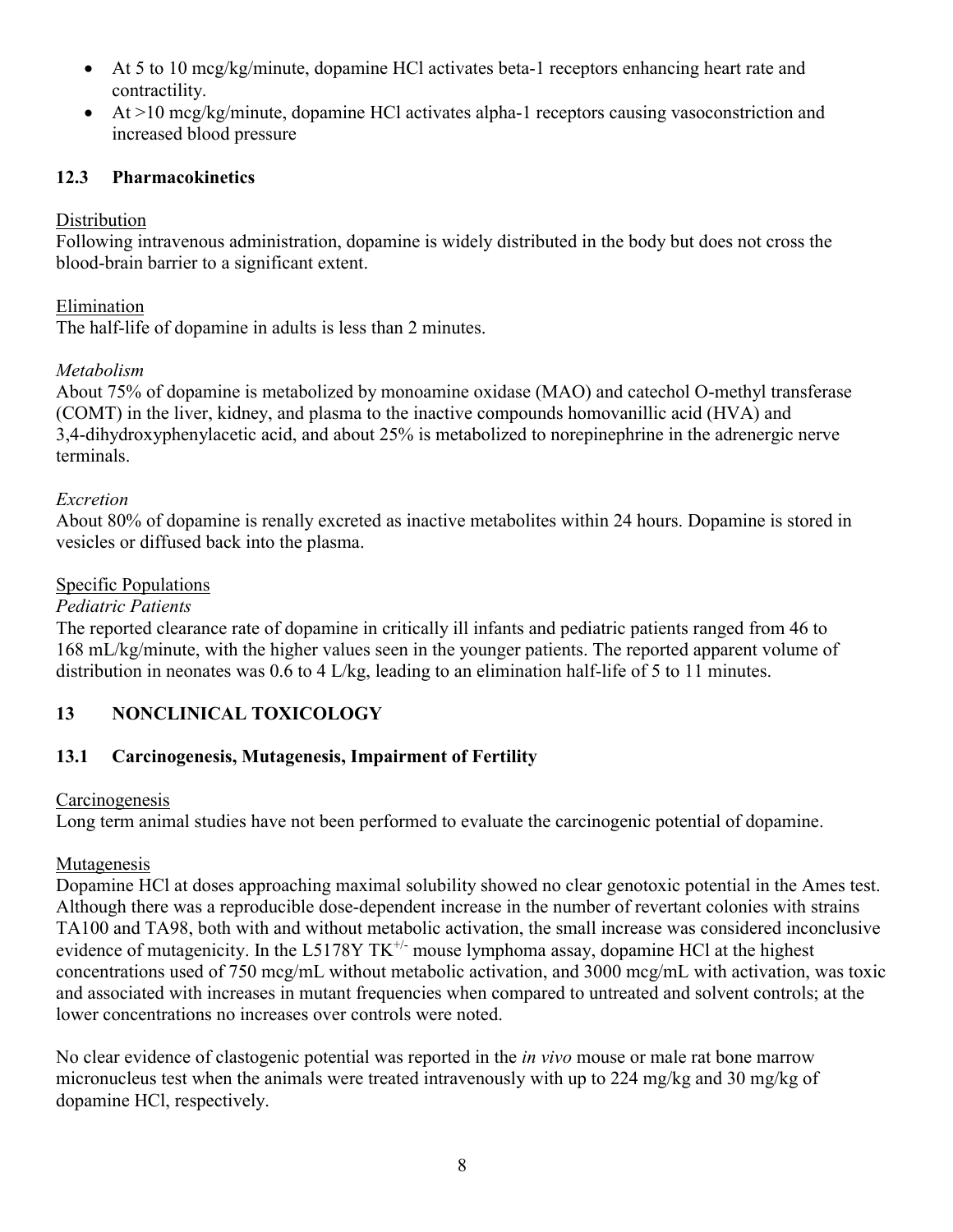- At 5 to 10 mcg/kg/minute, dopamine HCl activates beta-1 receptors enhancing heart rate and contractility.
- At >10 mcg/kg/minute, dopamine HCl activates alpha-1 receptors causing vasoconstriction and increased blood pressure

### 12.3 Pharmacokinetics

Distribution

Following intravenous administration, dopamine is widely distributed in the body but does not cross the blood-brain barrier to a significant extent.

Elimination

The half-life of dopamine in adults is less than 2 minutes.

*Metabolism*

About 75% of dopamine is metabolized by monoamine oxidase (MAO) and catechol O-methyl transferase (COMT) in the liver, kidney, and plasma to the inactive compounds homovanillic acid (HVA) and 3,4-dihydroxyphenylacetic acid, and about 25% is metabolized to norepinephrine in the adrenergic nerve terminals.

*Excretion*

About 80% of dopamine is renally excreted as inactive metabolites within 24 hours. Dopamine is stored in vesicles or diffused back into the plasma.

Specific Populations

*Pediatric Patients*

The reported clearance rate of dopamine in critically ill infants and pediatric patients ranged from 46 to 168 mL/kg/minute, with the higher values seen in the younger patients. The reported apparent volume of distribution in neonates was 0.6 to 4 L/kg, leading to an elimination half-life of 5 to 11 minutes.

## 13 NONCLINICAL TOXICOLOGY

### 13.1 Carcinogenesis, Mutagenesis, Impairment of Fertility

Carcinogenesis

Long term animal studies have not been performed to evaluate the carcinogenic potential of dopamine.

Mutagenesis

Dopamine HCl at doses approaching maximal solubility showed no clear genotoxic potential in the Ames test. Although there was a reproducible dose-dependent increase in the number of revertant colonies with strains TA100 and TA98, both with and without metabolic activation, the small increase was considered inconclusive evidence of mutagenicity. In the L5178Y $TK^{+/-}$ mouse lymphoma assay, dopamine HCl at the highest concentrations used of 750 mcg/mL without metabolic activation, and 3000 mcg/mL with activation, was toxic and associated with increases in mutant frequencies when compared to untreated and solvent controls; at the lower concentrations no increases over controls were noted.

No clear evidence of clastogenic potential was reported in the *in vivo* mouse or male rat bone marrow micronucleus test when the animals were treated intravenously with up to 224 mg/kg and 30 mg/kg of dopamine HCl, respectively.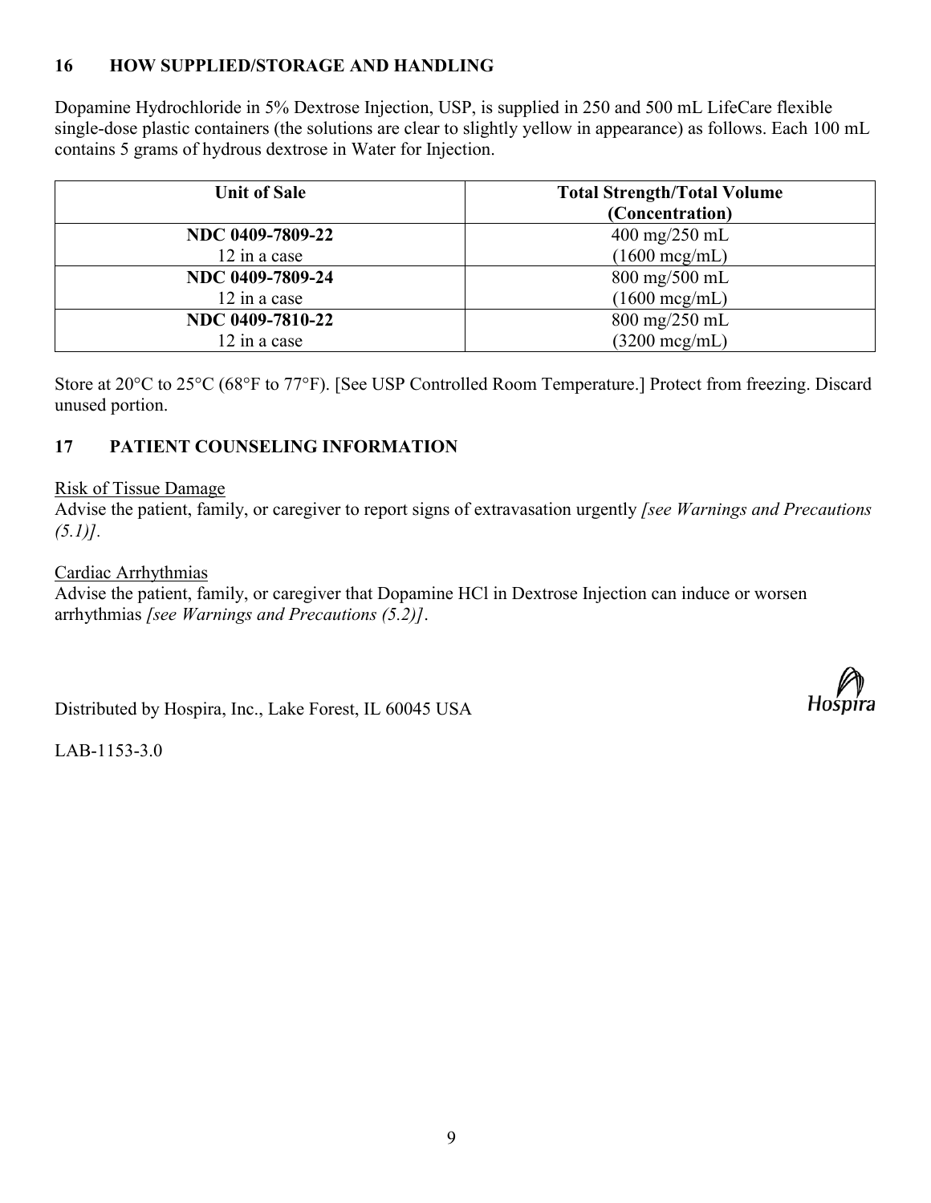## 16 HOW SUPPLIED/STORAGE AND HANDLING

Dopamine Hydrochloride in 5% Dextrose Injection, USP, is supplied in 250 and 500 mL LifeCare flexible single-dose plastic containers (the solutions are clear to slightly yellow in appearance) as follows. Each 100 mL contains 5 grams of hydrous dextrose in Water for Injection.

| Unit of Sale | Total Strength/Total Volume (Concentration) |
|---|---|
| **NDC 0409-7809-22** 12 in a case | 400 mg/250 mL (1600 mcg/mL) |
| **NDC 0409-7809-24** 12 in a case | 800 mg/500 mL (1600 mcg/mL) |
| **NDC 0409-7810-22** 12 in a case | 800 mg/250 mL (3200 mcg/mL) |

Store at 20°C to 25°C (68°F to 77°F). [See USP Controlled Room Temperature.] Protect from freezing. Discard unused portion.

## 17 PATIENT COUNSELING INFORMATION

Risk of Tissue Damage
Advise the patient, family, or caregiver to report signs of extravasation urgently *[see Warnings and Precautions (5.1)]*.

Cardiac Arrhythmias
Advise the patient, family, or caregiver that Dopamine HCl in Dextrose Injection can induce or worsen arrhythmias *[see Warnings and Precautions (5.2)]*.

Distributed by Hospira, Inc., Lake Forest, IL 60045 USA

Hospira

LAB-1153-3.0